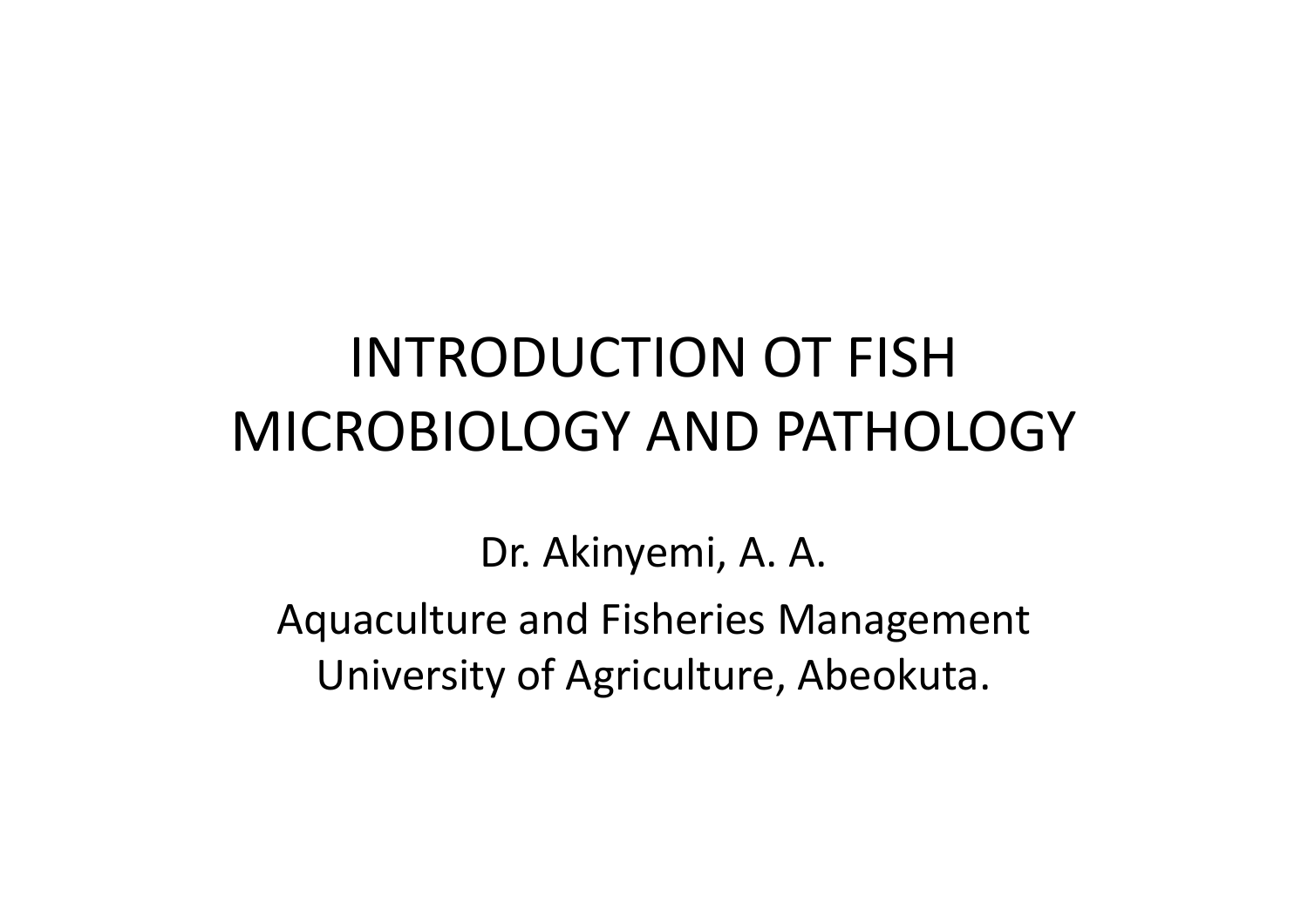# INTRODUCTION OT FISH MICROBIOLOGY AND PATHOLOGY

Dr. Akinyemi, A. A.

Aquaculture and Fisheries Management
University of Agriculture, Abeokuta.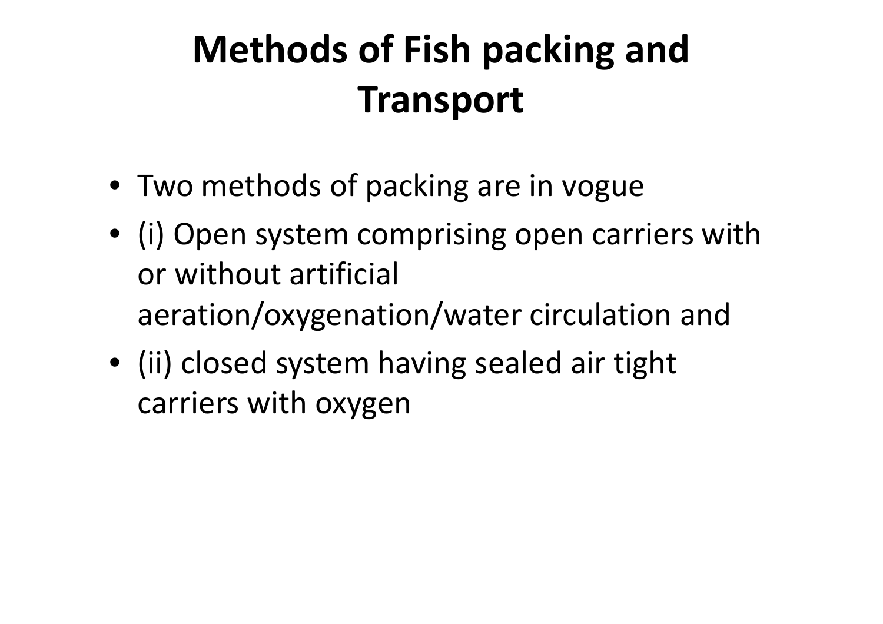# Methods of Fish packing and Transport

- Two methods of packing are in vogue
- (i) Open system comprising open carriers with or without artificial aeration/oxygenation/water circulation and
- (ii) closed system having sealed air tight carriers with oxygen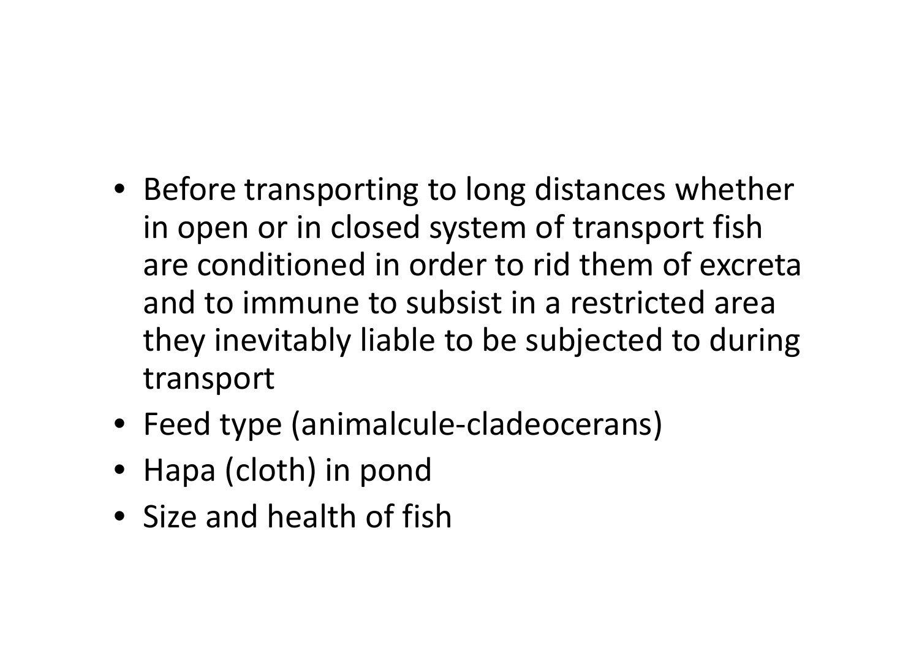- Before transporting to long distances whether in open or in closed system of transport fish are conditioned in order to rid them of excreta and to immune to subsist in a restricted area they inevitably liable to be subjected to during transport
- Feed type (animalcule-cladeocerans)
- Hapa (cloth) in pond
- Size and health of fish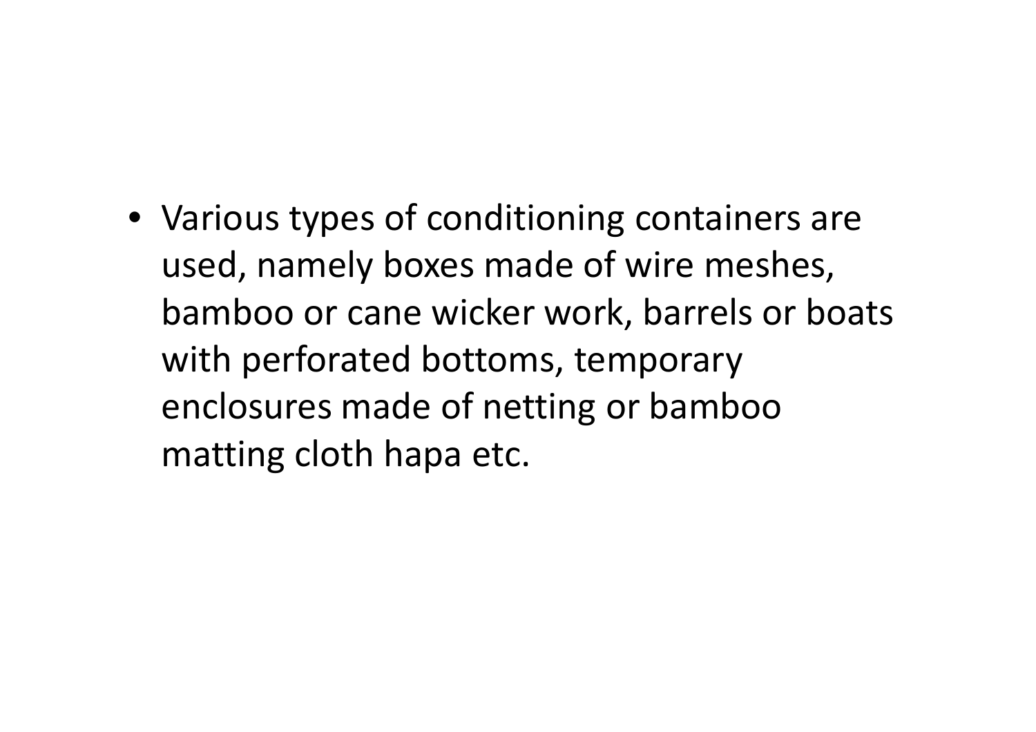- Various types of conditioning containers are used, namely boxes made of wire meshes, bamboo or cane wicker work, barrels or boats with perforated bottoms, temporary enclosures made of netting or bamboo matting cloth hapa etc.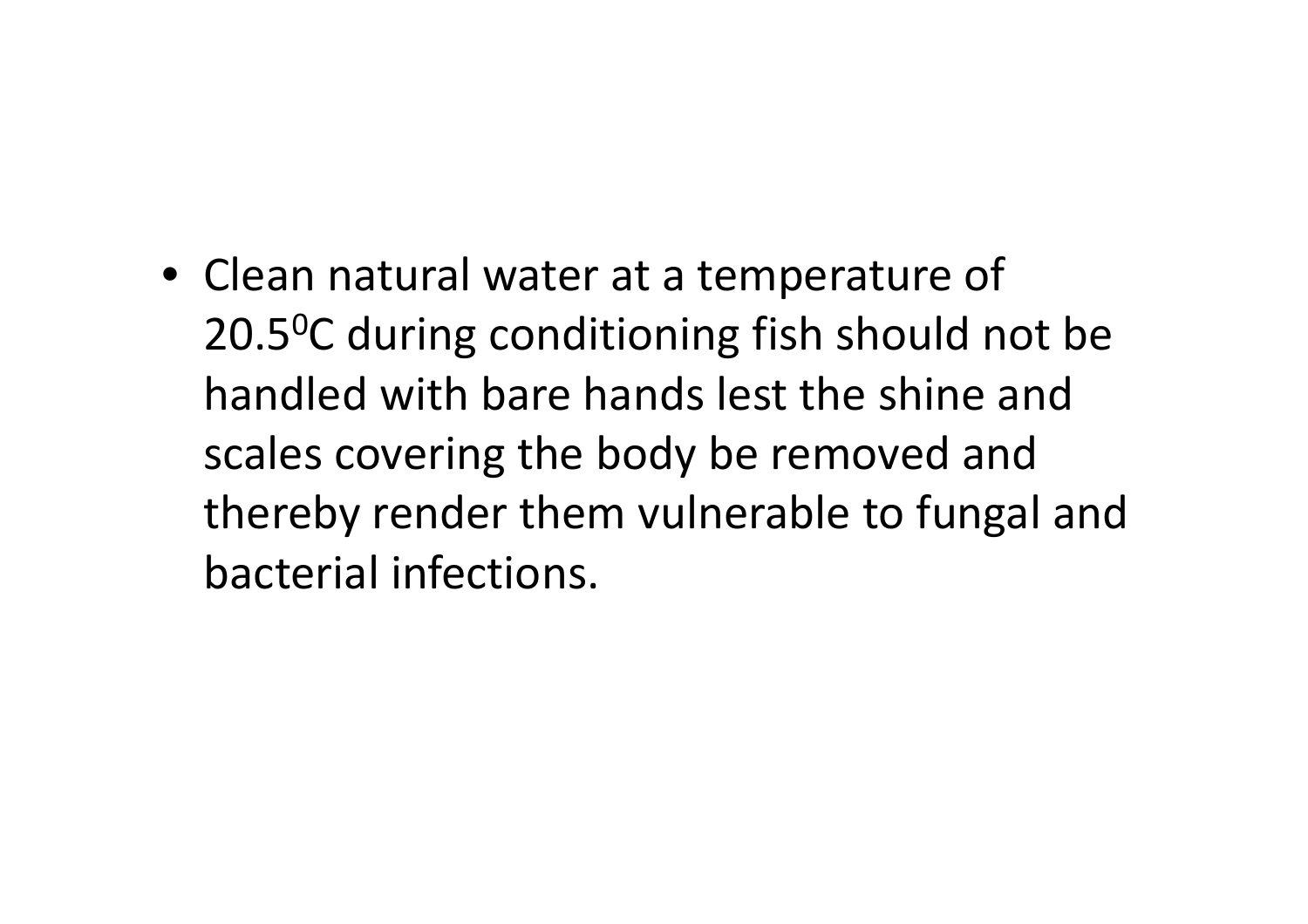- Clean natural water at a temperature of 20.5$^0$C during conditioning fish should not be handled with bare hands lest the shine and scales covering the body be removed and thereby render them vulnerable to fungal and bacterial infections.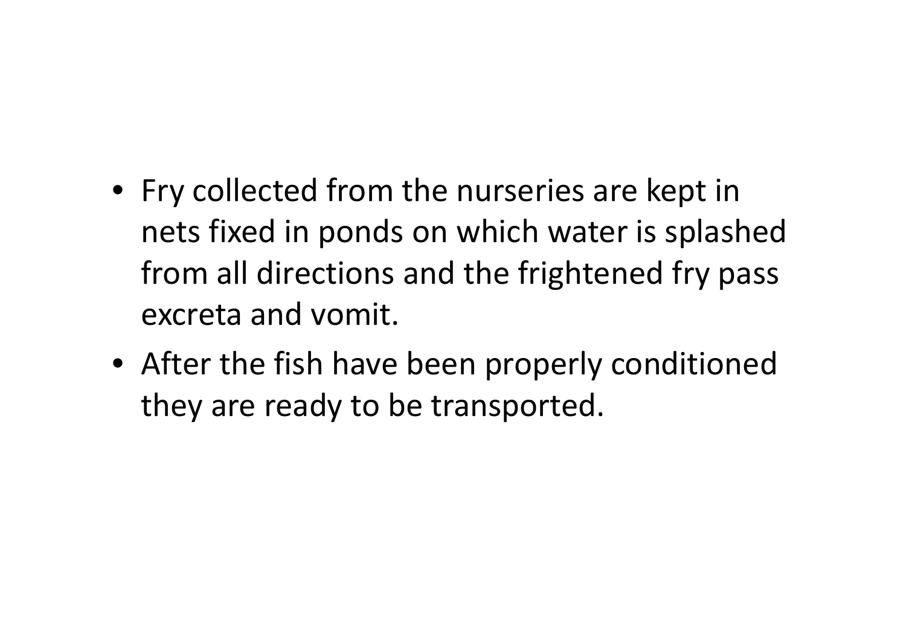- Fry collected from the nurseries are kept in nets fixed in ponds on which water is splashed from all directions and the frightened fry pass excreta and vomit.
- After the fish have been properly conditioned they are ready to be transported.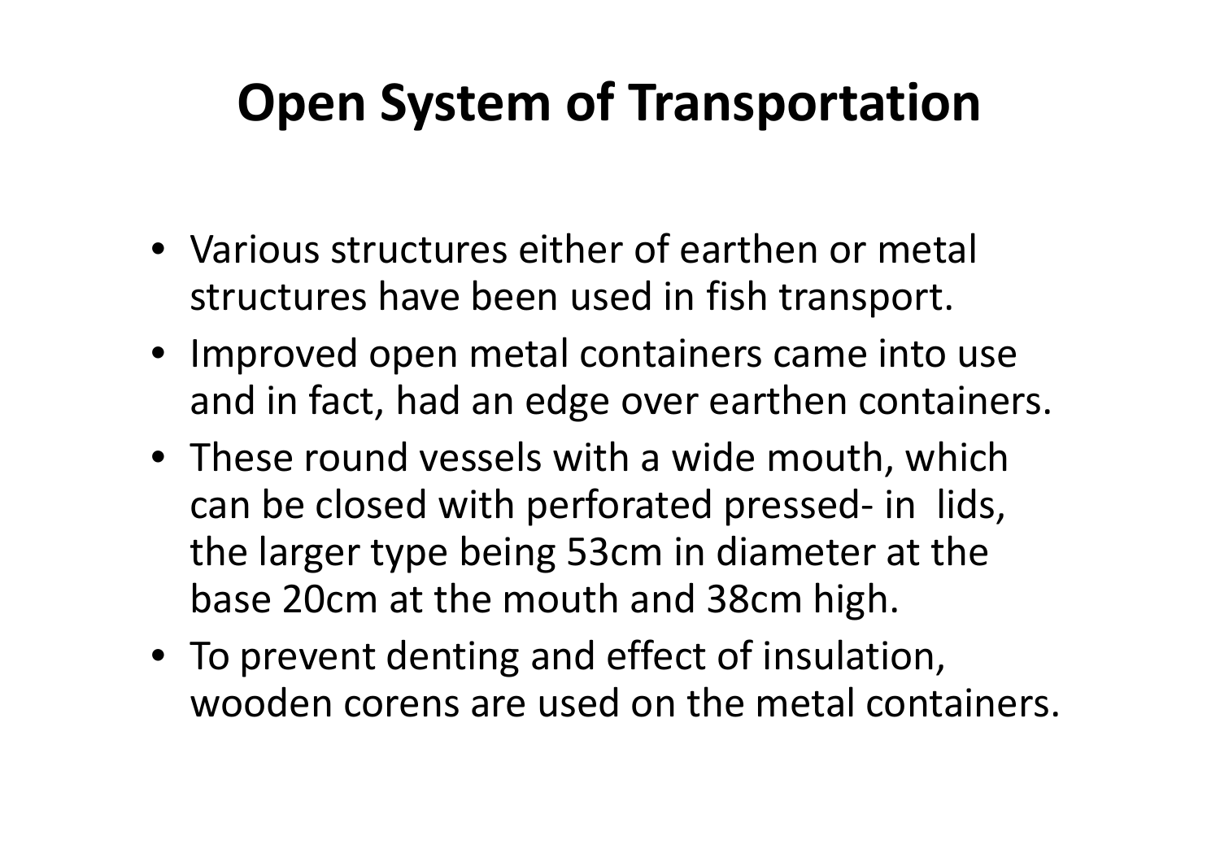# Open System of Transportation

- Various structures either of earthen or metal structures have been used in fish transport.
- Improved open metal containers came into use and in fact, had an edge over earthen containers.
- These round vessels with a wide mouth, which can be closed with perforated pressed- in lids, the larger type being 53cm in diameter at the base 20cm at the mouth and 38cm high.
- To prevent denting and effect of insulation, wooden corens are used on the metal containers.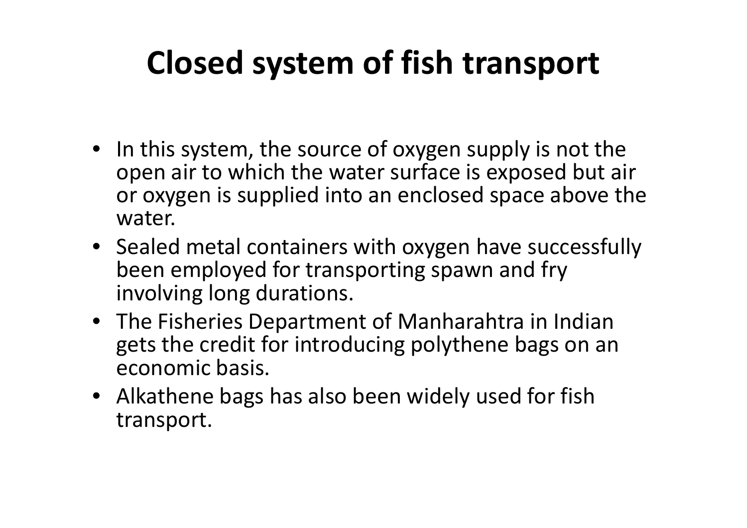# Closed system of fish transport

- In this system, the source of oxygen supply is not the open air to which the water surface is exposed but air or oxygen is supplied into an enclosed space above the water.
- Sealed metal containers with oxygen have successfully been employed for transporting spawn and fry involving long durations.
- The Fisheries Department of Manharahtra in Indian gets the credit for introducing polythene bags on an economic basis.
- Alkathene bags has also been widely used for fish transport.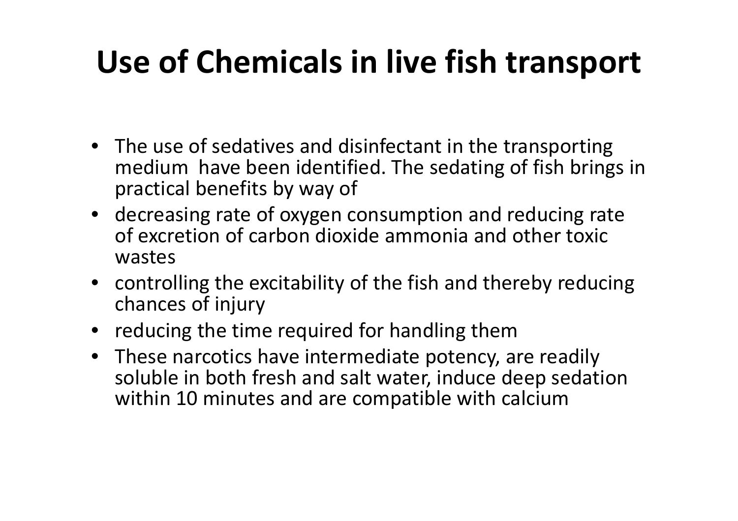# Use of Chemicals in live fish transport

- The use of sedatives and disinfectant in the transporting medium have been identified. The sedating of fish brings in practical benefits by way of
- decreasing rate of oxygen consumption and reducing rate of excretion of carbon dioxide ammonia and other toxic wastes
- controlling the excitability of the fish and thereby reducing chances of injury
- reducing the time required for handling them
- These narcotics have intermediate potency, are readily soluble in both fresh and salt water, induce deep sedation within 10 minutes and are compatible with calcium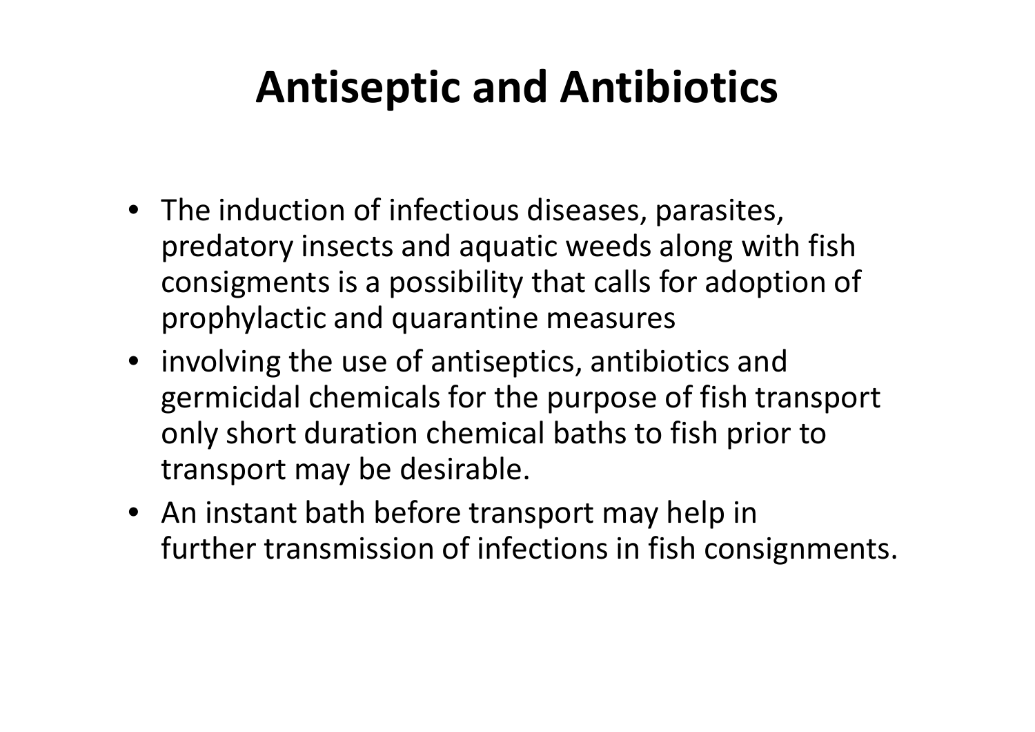# Antiseptic and Antibiotics

- The induction of infectious diseases, parasites, predatory insects and aquatic weeds along with fish consigments is a possibility that calls for adoption of prophylactic and quarantine measures
- involving the use of antiseptics, antibiotics and germicidal chemicals for the purpose of fish transport only short duration chemical baths to fish prior to transport may be desirable.
- An instant bath before transport may help in further transmission of infections in fish consignments.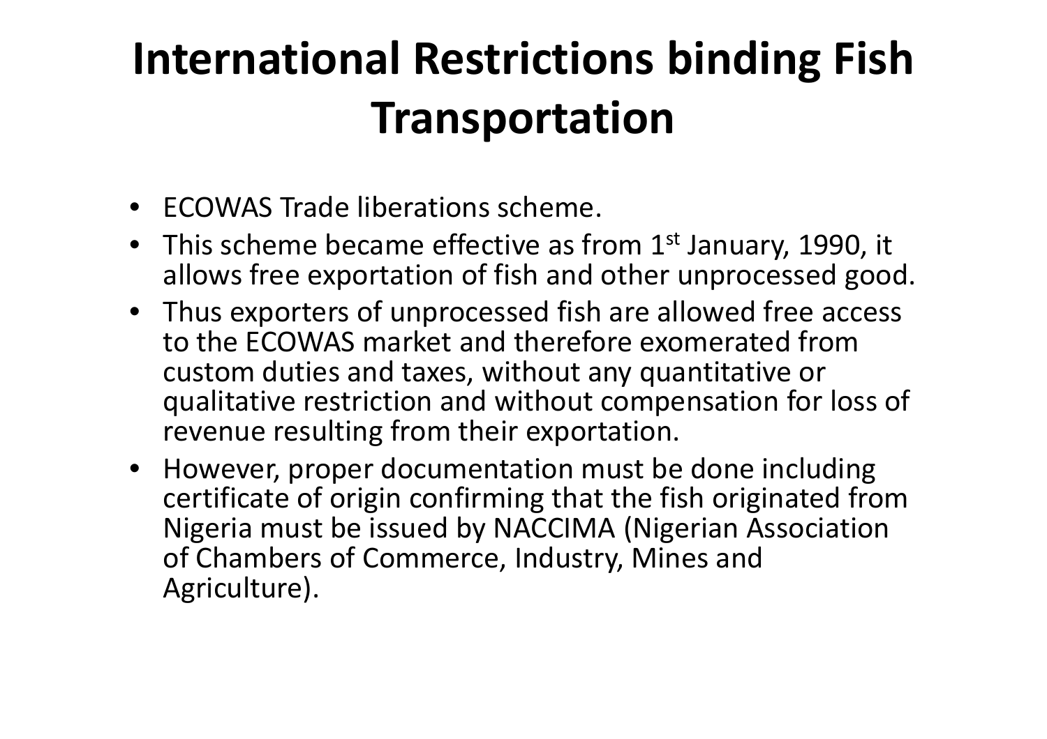# International Restrictions binding Fish Transportation

- ECOWAS Trade liberations scheme.
- This scheme became effective as from 1st January, 1990, it allows free exportation of fish and other unprocessed good.
- Thus exporters of unprocessed fish are allowed free access to the ECOWAS market and therefore exomerated from custom duties and taxes, without any quantitative or qualitative restriction and without compensation for loss of revenue resulting from their exportation.
- However, proper documentation must be done including certificate of origin confirming that the fish originated from Nigeria must be issued by NACCIMA (Nigerian Association of Chambers of Commerce, Industry, Mines and Agriculture).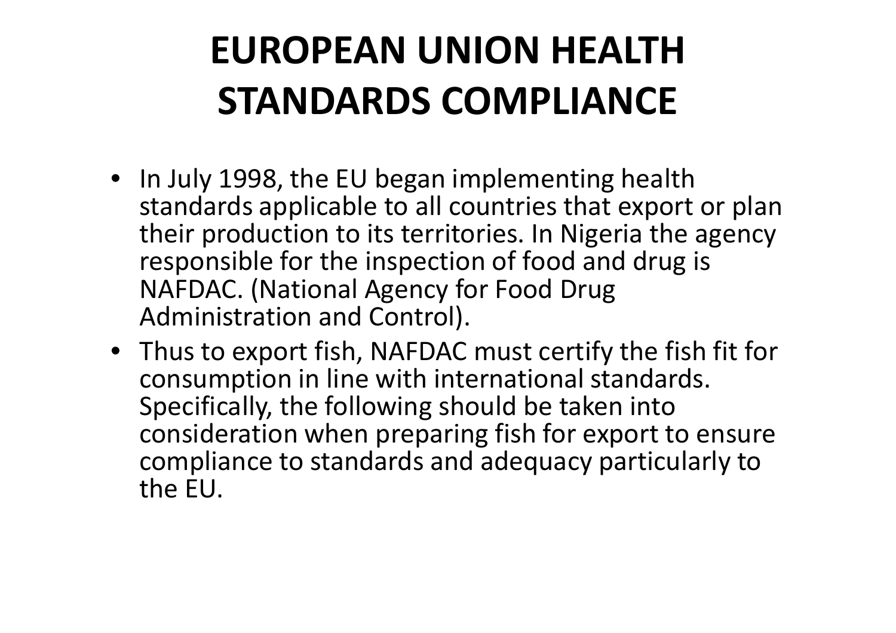# EUROPEAN UNION HEALTH STANDARDS COMPLIANCE

- In July 1998, the EU began implementing health standards applicable to all countries that export or plan their production to its territories. In Nigeria the agency responsible for the inspection of food and drug is NAFDAC. (National Agency for Food Drug Administration and Control).
- Thus to export fish, NAFDAC must certify the fish fit for consumption in line with international standards. Specifically, the following should be taken into consideration when preparing fish for export to ensure compliance to standards and adequacy particularly to the EU.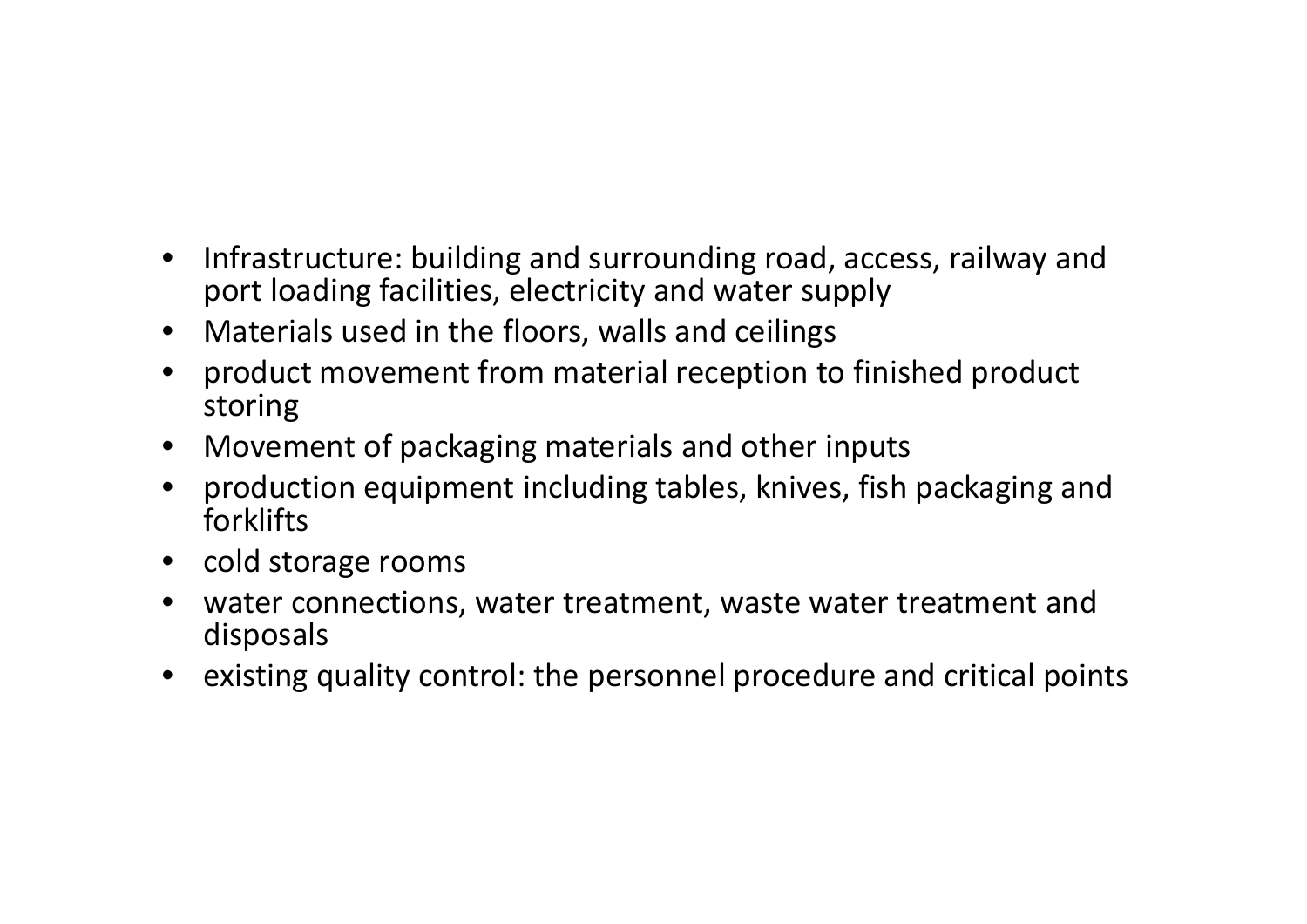- Infrastructure: building and surrounding road, access, railway and port loading facilities, electricity and water supply
- Materials used in the floors, walls and ceilings
- product movement from material reception to finished product storing
- Movement of packaging materials and other inputs
- production equipment including tables, knives, fish packaging and forklifts
- cold storage rooms
- water connections, water treatment, waste water treatment and disposals
- existing quality control: the personnel procedure and critical points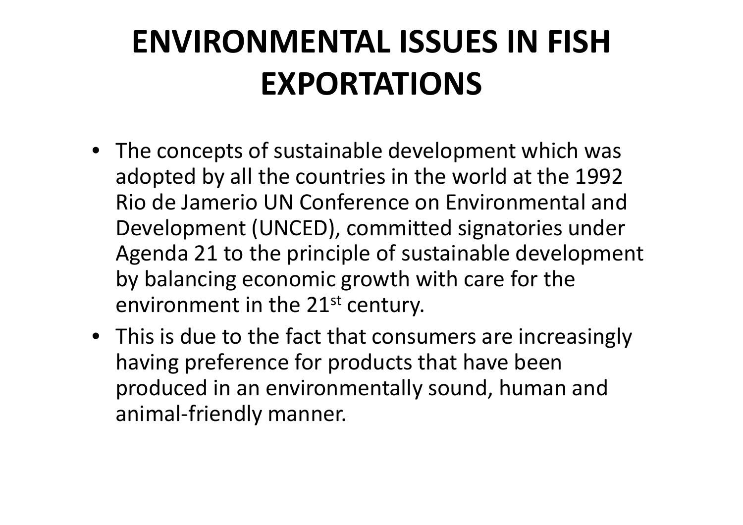# ENVIRONMENTAL ISSUES IN FISH EXPORTATIONS

- The concepts of sustainable development which was adopted by all the countries in the world at the 1992 Rio de Jamerio UN Conference on Environmental and Development (UNCED), committed signatories under Agenda 21 to the principle of sustainable development by balancing economic growth with care for the environment in the 21st century.
- This is due to the fact that consumers are increasingly having preference for products that have been produced in an environmentally sound, human and animal-friendly manner.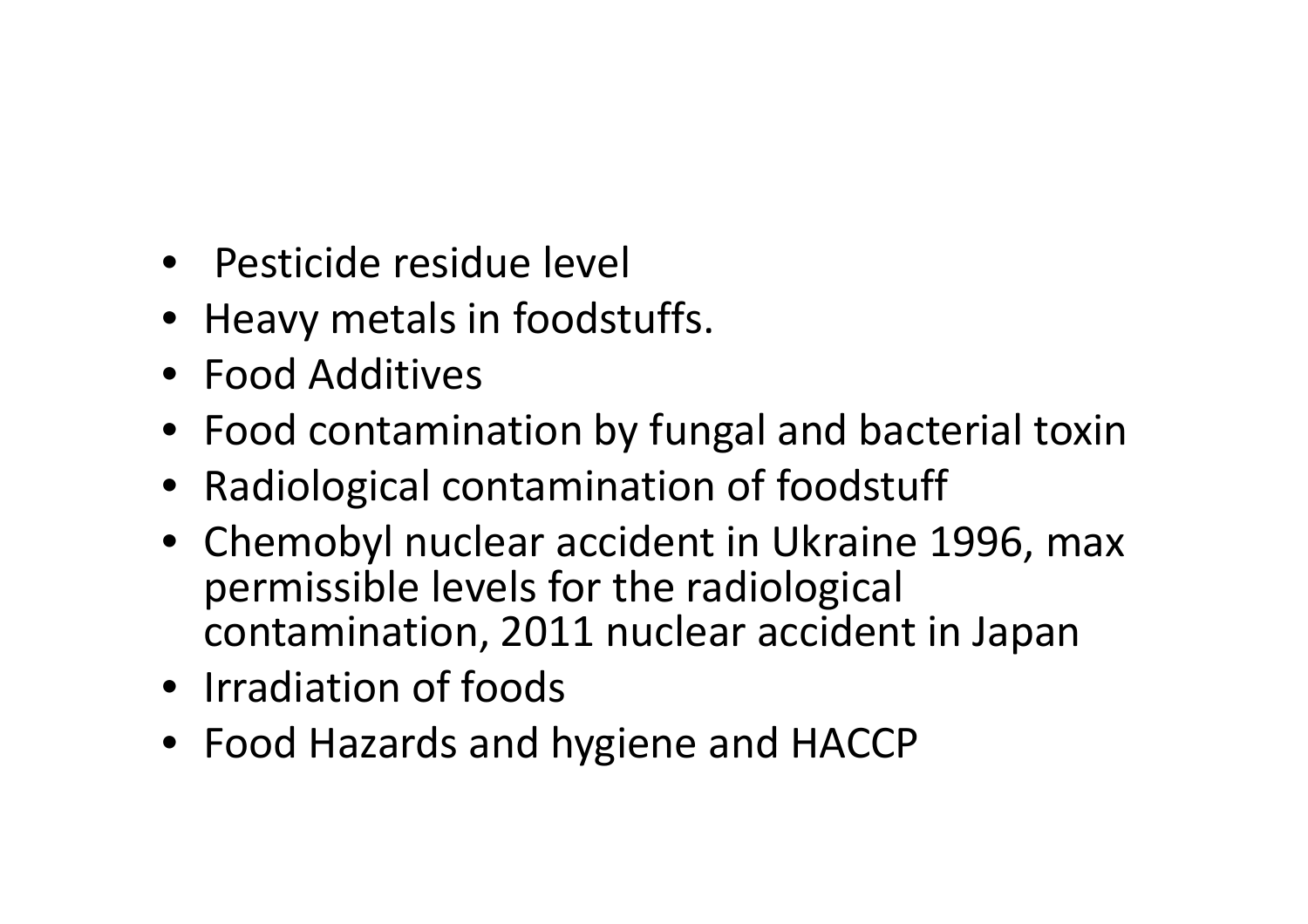- Pesticide residue level
- Heavy metals in foodstuffs.
- Food Additives
- Food contamination by fungal and bacterial toxin
- Radiological contamination of foodstuff
- Chemobyl nuclear accident in Ukraine 1996, max permissible levels for the radiological contamination, 2011 nuclear accident in Japan
- Irradiation of foods
- Food Hazards and hygiene and HACCP